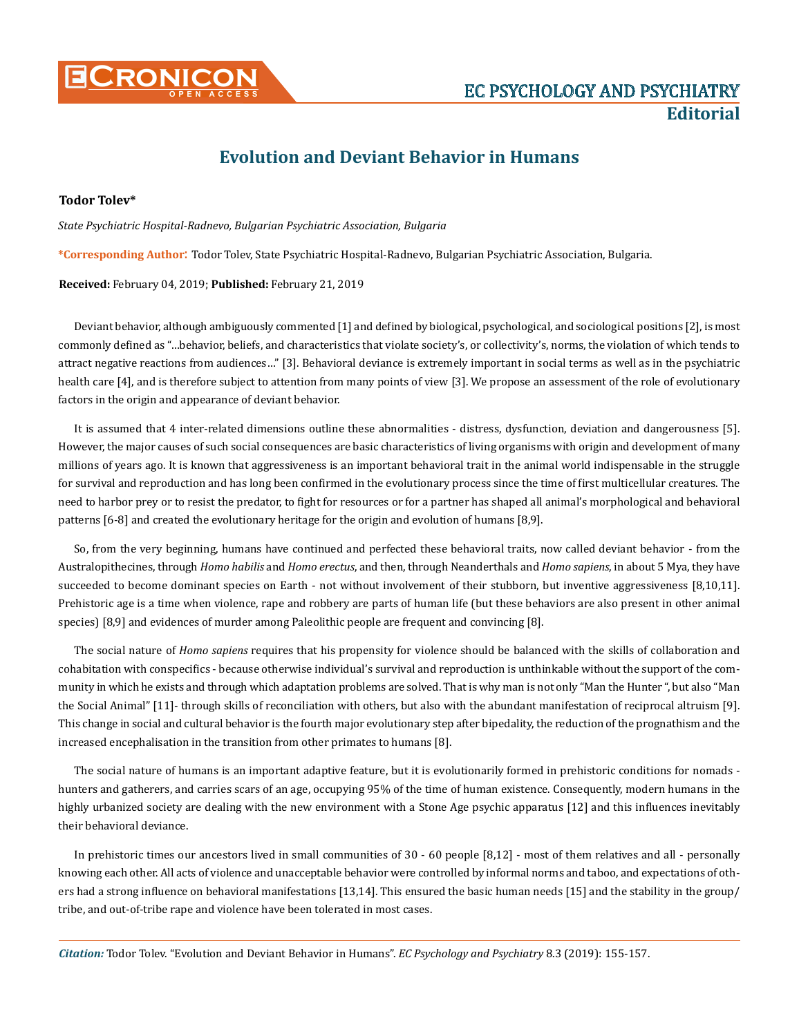**EC PSYCHOLOGY AND PSYCHIATRY**

**Editorial**

# Evolution and Deviant Behavior in Humans

**Todor Tolev***

*State Psychiatric Hospital-Radnevo, Bulgarian Psychiatric Association, Bulgaria*

**\*Corresponding Author:** Todor Tolev, State Psychiatric Hospital-Radnevo, Bulgarian Psychiatric Association, Bulgaria.

**Received:** February 04, 2019; **Published:** February 21, 2019

Deviant behavior, although ambiguously commented [1] and defined by biological, psychological, and sociological positions [2], is most commonly defined as "...behavior, beliefs, and characteristics that violate society's, or collectivity's, norms, the violation of which tends to attract negative reactions from audiences..." [3]. Behavioral deviance is extremely important in social terms as well as in the psychiatric health care [4], and is therefore subject to attention from many points of view [3]. We propose an assessment of the role of evolutionary factors in the origin and appearance of deviant behavior.

It is assumed that 4 inter-related dimensions outline these abnormalities - distress, dysfunction, deviation and dangerousness [5]. However, the major causes of such social consequences are basic characteristics of living organisms with origin and development of many millions of years ago. It is known that aggressiveness is an important behavioral trait in the animal world indispensable in the struggle for survival and reproduction and has long been confirmed in the evolutionary process since the time of first multicellular creatures. The need to harbor prey or to resist the predator, to fight for resources or for a partner has shaped all animal's morphological and behavioral patterns [6-8] and created the evolutionary heritage for the origin and evolution of humans [8,9].

So, from the very beginning, humans have continued and perfected these behavioral traits, now called deviant behavior - from the Australopithecines, through *Homo habilis* and *Homo erectus*, and then, through Neanderthals and *Homo sapiens*, in about 5 Mya, they have succeeded to become dominant species on Earth - not without involvement of their stubborn, but inventive aggressiveness [8,10,11]. Prehistoric age is a time when violence, rape and robbery are parts of human life (but these behaviors are also present in other animal species) [8,9] and evidences of murder among Paleolithic people are frequent and convincing [8].

The social nature of *Homo sapiens* requires that his propensity for violence should be balanced with the skills of collaboration and cohabitation with conspecifics - because otherwise individual's survival and reproduction is unthinkable without the support of the community in which he exists and through which adaptation problems are solved. That is why man is not only "Man the Hunter ", but also "Man the Social Animal" [11]- through skills of reconciliation with others, but also with the abundant manifestation of reciprocal altruism [9]. This change in social and cultural behavior is the fourth major evolutionary step after bipedality, the reduction of the prognathism and the increased encephalisation in the transition from other primates to humans [8].

The social nature of humans is an important adaptive feature, but it is evolutionarily formed in prehistoric conditions for nomads - hunters and gatherers, and carries scars of an age, occupying 95% of the time of human existence. Consequently, modern humans in the highly urbanized society are dealing with the new environment with a Stone Age psychic apparatus [12] and this influences inevitably their behavioral deviance.

In prehistoric times our ancestors lived in small communities of 30 - 60 people [8,12] - most of them relatives and all - personally knowing each other. All acts of violence and unacceptable behavior were controlled by informal norms and taboo, and expectations of others had a strong influence on behavioral manifestations [13,14]. This ensured the basic human needs [15] and the stability in the group/tribe, and out-of-tribe rape and violence have been tolerated in most cases.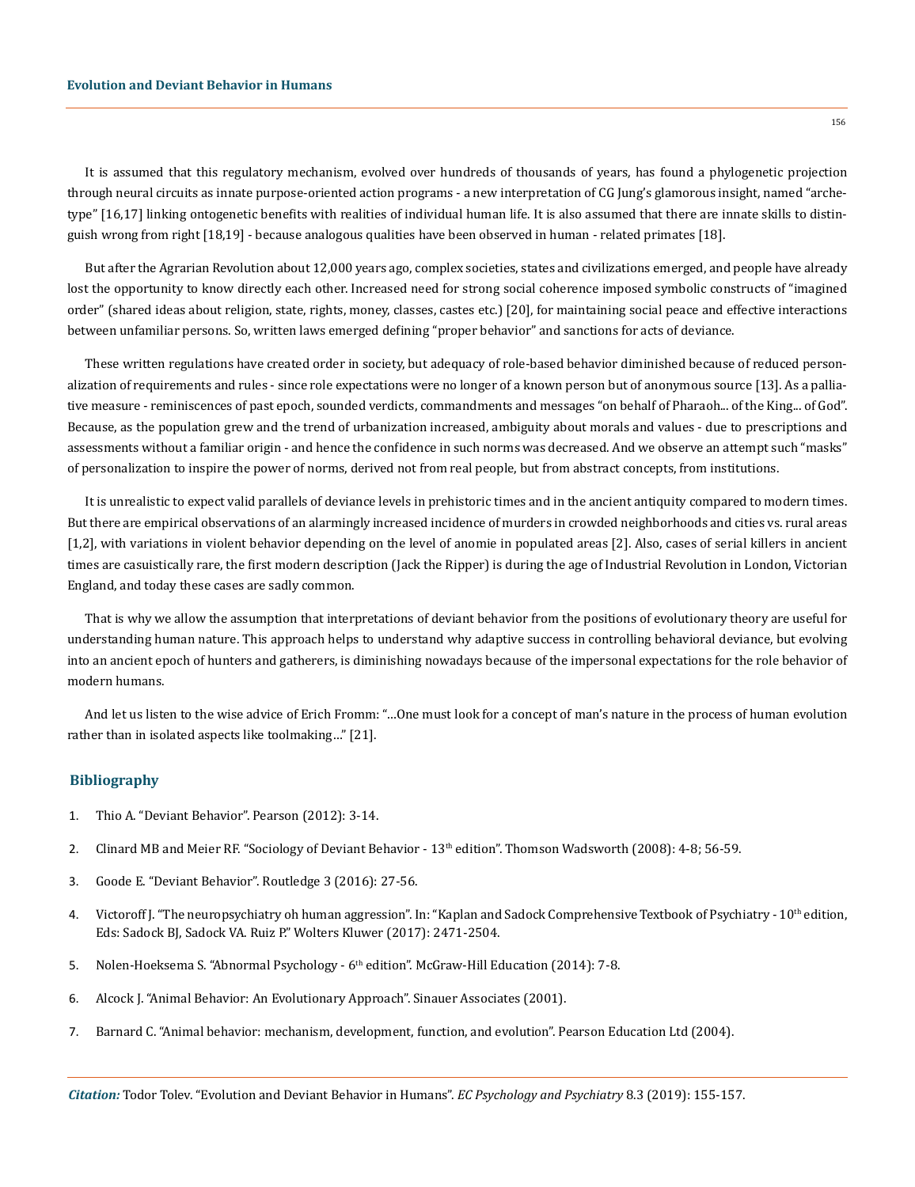It is assumed that this regulatory mechanism, evolved over hundreds of thousands of years, has found a phylogenetic projection through neural circuits as innate purpose-oriented action programs - a new interpretation of CG Jung's glamorous insight, named "archetype" [16,17] linking ontogenetic benefits with realities of individual human life. It is also assumed that there are innate skills to distinguish wrong from right [18,19] - because analogous qualities have been observed in human - related primates [18].

But after the Agrarian Revolution about 12,000 years ago, complex societies, states and civilizations emerged, and people have already lost the opportunity to know directly each other. Increased need for strong social coherence imposed symbolic constructs of "imagined order" (shared ideas about religion, state, rights, money, classes, castes etc.) [20], for maintaining social peace and effective interactions between unfamiliar persons. So, written laws emerged defining "proper behavior" and sanctions for acts of deviance.

These written regulations have created order in society, but adequacy of role-based behavior diminished because of reduced personalization of requirements and rules - since role expectations were no longer of a known person but of anonymous source [13]. As a palliative measure - reminiscences of past epoch, sounded verdicts, commandments and messages "on behalf of Pharaoh... of the King... of God". Because, as the population grew and the trend of urbanization increased, ambiguity about morals and values - due to prescriptions and assessments without a familiar origin - and hence the confidence in such norms was decreased. And we observe an attempt such "masks" of personalization to inspire the power of norms, derived not from real people, but from abstract concepts, from institutions.

It is unrealistic to expect valid parallels of deviance levels in prehistoric times and in the ancient antiquity compared to modern times. But there are empirical observations of an alarmingly increased incidence of murders in crowded neighborhoods and cities vs. rural areas [1,2], with variations in violent behavior depending on the level of anomie in populated areas [2]. Also, cases of serial killers in ancient times are casuistically rare, the first modern description (Jack the Ripper) is during the age of Industrial Revolution in London, Victorian England, and today these cases are sadly common.

That is why we allow the assumption that interpretations of deviant behavior from the positions of evolutionary theory are useful for understanding human nature. This approach helps to understand why adaptive success in controlling behavioral deviance, but evolving into an ancient epoch of hunters and gatherers, is diminishing nowadays because of the impersonal expectations for the role behavior of modern humans.

And let us listen to the wise advice of Erich Fromm: "...One must look for a concept of man's nature in the process of human evolution rather than in isolated aspects like toolmaking..." [21].

## Bibliography

1. Thio A. "Deviant Behavior". Pearson (2012): 3-14.
2. Clinard MB and Meier RF. "Sociology of Deviant Behavior - 13th edition". Thomson Wadsworth (2008): 4-8; 56-59.
3. Goode E. "Deviant Behavior". Routledge 3 (2016): 27-56.
4. Victoroff J. "The neuropsychiatry oh human aggression". In: "Kaplan and Sadock Comprehensive Textbook of Psychiatry - 10th edition, Eds: Sadock BJ, Sadock VA. Ruiz P." Wolters Kluwer (2017): 2471-2504.
5. Nolen-Hoeksema S. "Abnormal Psychology - 6th edition". McGraw-Hill Education (2014): 7-8.
6. Alcock J. "Animal Behavior: An Evolutionary Approach". Sinauer Associates (2001).
7. Barnard C. "Animal behavior: mechanism, development, function, and evolution". Pearson Education Ltd (2004).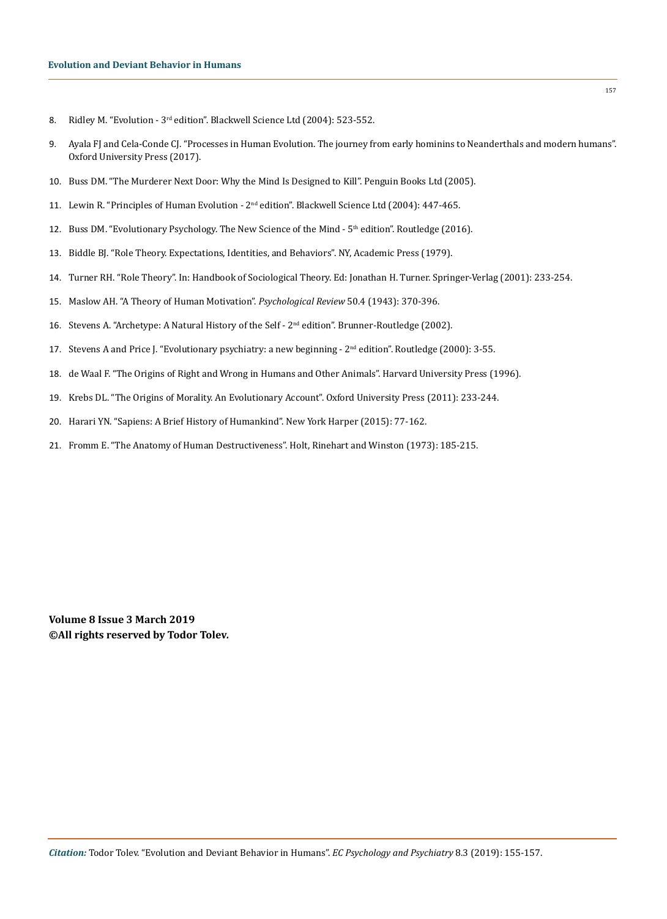8. Ridley M. "Evolution - 3rd edition". Blackwell Science Ltd (2004): 523-552.
9. Ayala FJ and Cela-Conde CJ. "Processes in Human Evolution. The journey from early hominins to Neanderthals and modern humans". Oxford University Press (2017).
10. Buss DM. "The Murderer Next Door: Why the Mind Is Designed to Kill". Penguin Books Ltd (2005).
11. Lewin R. "Principles of Human Evolution - 2nd edition". Blackwell Science Ltd (2004): 447-465.
12. Buss DM. "Evolutionary Psychology. The New Science of the Mind - 5th edition". Routledge (2016).
13. Biddle BJ. "Role Theory. Expectations, Identities, and Behaviors". NY, Academic Press (1979).
14. Turner RH. "Role Theory". In: Handbook of Sociological Theory. Ed: Jonathan H. Turner. Springer-Verlag (2001): 233-254.
15. Maslow AH. "A Theory of Human Motivation". *Psychological Review* 50.4 (1943): 370-396.
16. Stevens A. "Archetype: A Natural History of the Self - 2nd edition". Brunner-Routledge (2002).
17. Stevens A and Price J. "Evolutionary psychiatry: a new beginning - 2nd edition". Routledge (2000): 3-55.
18. de Waal F. "The Origins of Right and Wrong in Humans and Other Animals". Harvard University Press (1996).
19. Krebs DL. "The Origins of Morality. An Evolutionary Account". Oxford University Press (2011): 233-244.
20. Harari YN. "Sapiens: A Brief History of Humankind". New York Harper (2015): 77-162.
21. Fromm E. "The Anatomy of Human Destructiveness". Holt, Rinehart and Winston (1973): 185-215.

**Volume 8 Issue 3 March 2019**
**©All rights reserved by Todor Tolev.**